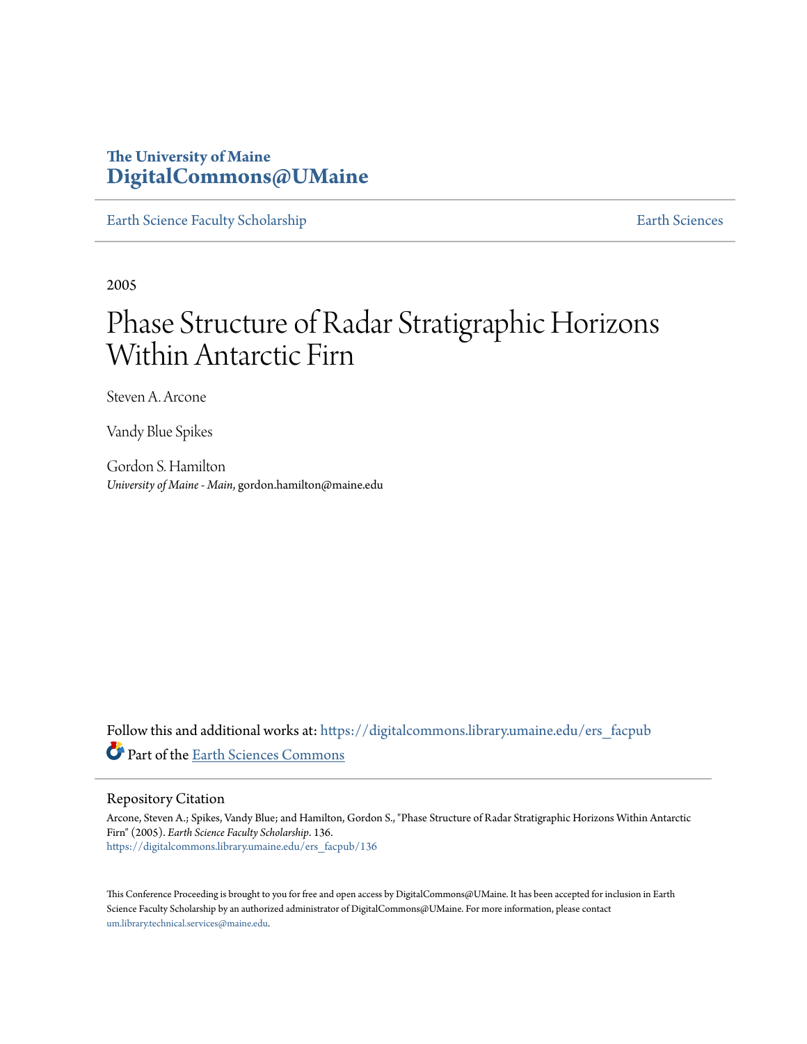The University of Maine
**DigitalCommons@UMaine**

Earth Science Faculty Scholarship | Earth Sciences

2005

# Phase Structure of Radar Stratigraphic Horizons Within Antarctic Firn

Steven A. Arcone

Vandy Blue Spikes

Gordon S. Hamilton
*University of Maine - Main*, gordon.hamilton@maine.edu

Follow this and additional works at: https://digitalcommons.library.umaine.edu/ers_facpub

Part of the Earth Sciences Commons

## Repository Citation

Arcone, Steven A.; Spikes, Vandy Blue; and Hamilton, Gordon S., "Phase Structure of Radar Stratigraphic Horizons Within Antarctic Firn" (2005). *Earth Science Faculty Scholarship*. 136.
https://digitalcommons.library.umaine.edu/ers_facpub/136

This Conference Proceeding is brought to you for free and open access by DigitalCommons@UMaine. It has been accepted for inclusion in Earth Science Faculty Scholarship by an authorized administrator of DigitalCommons@UMaine. For more information, please contact um.library.technical.services@maine.edu.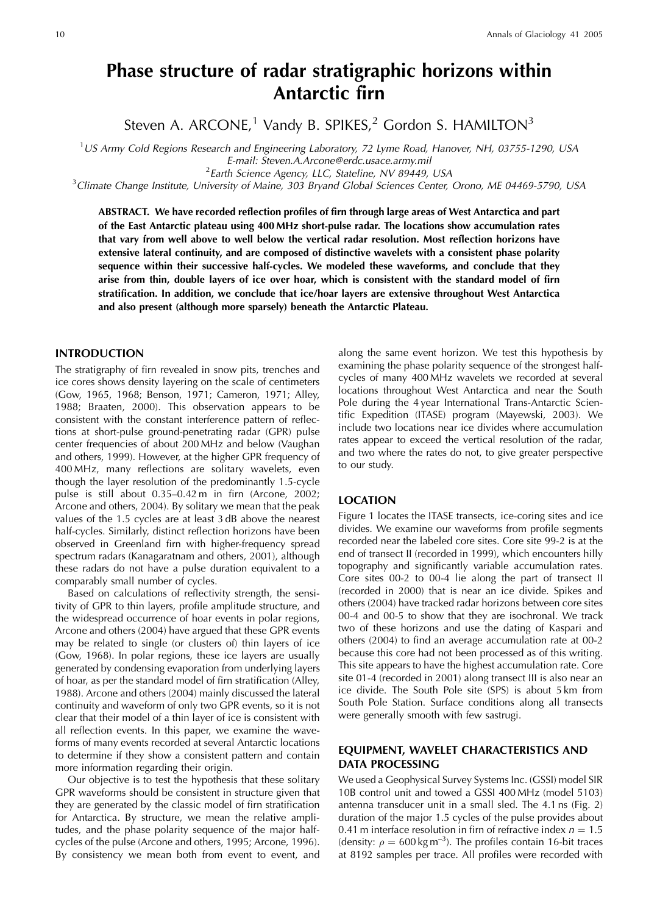# Phase structure of radar stratigraphic horizons within Antarctic firn

Steven A. ARCONE,[1] Vandy B. SPIKES,[2] Gordon S. HAMILTON[3]

[1]US Army Cold Regions Research and Engineering Laboratory, 72 Lyme Road, Hanover, NH, 03755-1290, USA
E-mail: Steven.A.Arcone@erdc.usace.army.mil

[2]Earth Science Agency, LLC, Stateline, NV 89449, USA

[3]Climate Change Institute, University of Maine, 303 Bryand Global Sciences Center, Orono, ME 04469-5790, USA

**ABSTRACT. We have recorded reflection profiles of firn through large areas of West Antarctica and part of the East Antarctic plateau using 400 MHz short-pulse radar. The locations show accumulation rates that vary from well above to well below the vertical radar resolution. Most reflection horizons have extensive lateral continuity, and are composed of distinctive wavelets with a consistent phase polarity sequence within their successive half-cycles. We modeled these waveforms, and conclude that they arise from thin, double layers of ice over hoar, which is consistent with the standard model of firn stratification. In addition, we conclude that ice/hoar layers are extensive throughout West Antarctica and also present (although more sparsely) beneath the Antarctic Plateau.**

## INTRODUCTION

The stratigraphy of firn revealed in snow pits, trenches and ice cores shows density layering on the scale of centimeters (Gow, 1965, 1968; Benson, 1971; Cameron, 1971; Alley, 1988; Braaten, 2000). This observation appears to be consistent with the constant interference pattern of reflections at short-pulse ground-penetrating radar (GPR) pulse center frequencies of about 200 MHz and below (Vaughan and others, 1999). However, at the higher GPR frequency of 400 MHz, many reflections are solitary wavelets, even though the layer resolution of the predominantly 1.5-cycle pulse is still about 0.35–0.42 m in firn (Arcone, 2002; Arcone and others, 2004). By solitary we mean that the peak values of the 1.5 cycles are at least 3 dB above the nearest half-cycles. Similarly, distinct reflection horizons have been observed in Greenland firn with higher-frequency spread spectrum radars (Kanagaratnam and others, 2001), although these radars do not have a pulse duration equivalent to a comparably small number of cycles.

Based on calculations of reflectivity strength, the sensitivity of GPR to thin layers, profile amplitude structure, and the widespread occurrence of hoar events in polar regions, Arcone and others (2004) have argued that these GPR events may be related to single (or clusters of) thin layers of ice (Gow, 1968). In polar regions, these ice layers are usually generated by condensing evaporation from underlying layers of hoar, as per the standard model of firn stratification (Alley, 1988). Arcone and others (2004) mainly discussed the lateral continuity and waveform of only two GPR events, so it is not clear that their model of a thin layer of ice is consistent with all reflection events. In this paper, we examine the waveforms of many events recorded at several Antarctic locations to determine if they show a consistent pattern and contain more information regarding their origin.

Our objective is to test the hypothesis that these solitary GPR waveforms should be consistent in structure given that they are generated by the classic model of firn stratification for Antarctica. By structure, we mean the relative amplitudes, and the phase polarity sequence of the major half-cycles of the pulse (Arcone and others, 1995; Arcone, 1996). By consistency we mean both from event to event, and along the same event horizon. We test this hypothesis by examining the phase polarity sequence of the strongest half-cycles of many 400 MHz wavelets we recorded at several locations throughout West Antarctica and near the South Pole during the 4 year International Trans-Antarctic Scientific Expedition (ITASE) program (Mayewski, 2003). We include two locations near ice divides where accumulation rates appear to exceed the vertical resolution of the radar, and two where the rates do not, to give greater perspective to our study.

## LOCATION

Figure 1 locates the ITASE transects, ice-coring sites and ice divides. We examine our waveforms from profile segments recorded near the labeled core sites. Core site 99-2 is at the end of transect II (recorded in 1999), which encounters hilly topography and significantly variable accumulation rates. Core sites 00-2 to 00-4 lie along the part of transect II (recorded in 2000) that is near an ice divide. Spikes and others (2004) have tracked radar horizons between core sites 00-4 and 00-5 to show that they are isochronal. We track two of these horizons and use the dating of Kaspari and others (2004) to find an average accumulation rate at 00-2 because this core had not been processed as of this writing. This site appears to have the highest accumulation rate. Core site 01-4 (recorded in 2001) along transect III is also near an ice divide. The South Pole site (SPS) is about 5 km from South Pole Station. Surface conditions along all transects were generally smooth with few sastrugi.

## EQUIPMENT, WAVELET CHARACTERISTICS AND DATA PROCESSING

We used a Geophysical Survey Systems Inc. (GSSI) model SIR 10B control unit and towed a GSSI 400 MHz (model 5103) antenna transducer unit in a small sled. The 4.1 ns (Fig. 2) duration of the major 1.5 cycles of the pulse provides about 0.41 m interface resolution in firn of refractive index $n = 1.5$ (density: $\rho = 600\,\mathrm{kg\,m^{-3}}$). The profiles contain 16-bit traces at 8192 samples per trace. All profiles were recorded with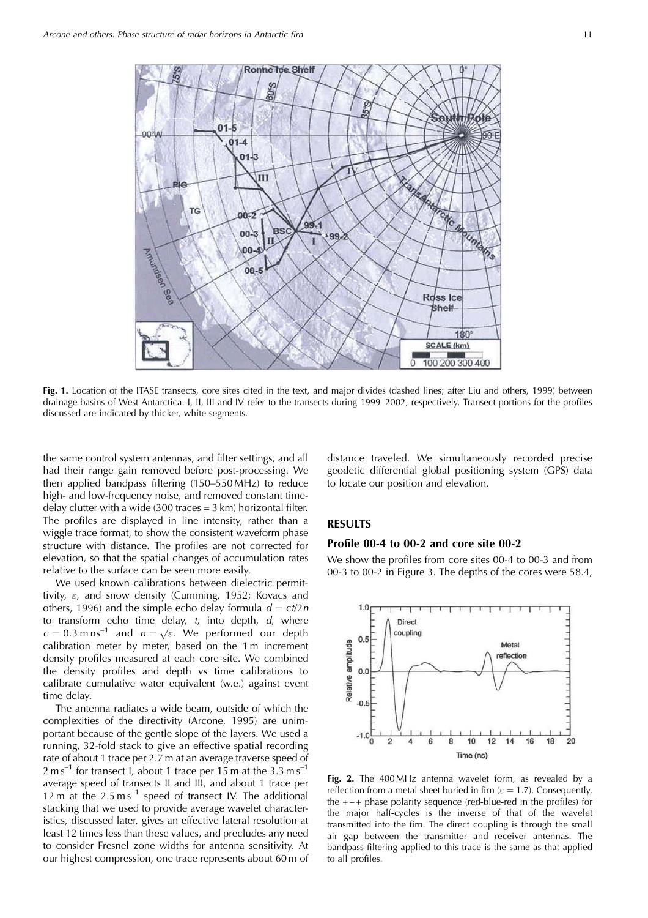Ronne Ice Shelf

75°S

80°S

85°S

0°

90°W

South Pole

90°E

01-5

01-4

01-3

III

PIG

TG

00-2

00-3

BSC

99-1

99-2

I

II

00-4

00-5

IV

TransAntarctic Mountains

Amundsen Sea

Ross Ice Shelf

180°

SCALE (km)

0 100 200 300 400

**Fig. 1.** Location of the ITASE transects, core sites cited in the text, and major divides (dashed lines; after Liu and others, 1999) between drainage basins of West Antarctica. I, II, III and IV refer to the transects during 1999–2002, respectively. Transect portions for the profiles discussed are indicated by thicker, white segments.

the same control system antennas, and filter settings, and all had their range gain removed before post-processing. We then applied bandpass filtering (150–550 MHz) to reduce high- and low-frequency noise, and removed constant time-delay clutter with a wide (300 traces = 3 km) horizontal filter. The profiles are displayed in line intensity, rather than a wiggle trace format, to show the consistent waveform phase structure with distance. The profiles are not corrected for elevation, so that the spatial changes of accumulation rates relative to the surface can be seen more easily.

We used known calibrations between dielectric permittivity, $\varepsilon$, and snow density (Cumming, 1952; Kovacs and others, 1996) and the simple echo delay formula $d = ct/2n$ to transform echo time delay, $t$, into depth, $d$, where $c = 0.3\ \mathrm{m\,ns^{-1}}$ and $n = \sqrt{\varepsilon}$. We performed our depth calibration meter by meter, based on the 1 m increment density profiles measured at each core site. We combined the density profiles and depth vs time calibrations to calibrate cumulative water equivalent (w.e.) against event time delay.

The antenna radiates a wide beam, outside of which the complexities of the directivity (Arcone, 1995) are unimportant because of the gentle slope of the layers. We used a running, 32-fold stack to give an effective spatial recording rate of about 1 trace per 2.7 m at an average traverse speed of $2\ \mathrm{m\,s^{-1}}$ for transect I, about 1 trace per 15 m at the $3.3\ \mathrm{m\,s^{-1}}$ average speed of transects II and III, and about 1 trace per 12 m at the $2.5\ \mathrm{m\,s^{-1}}$ speed of transect IV. The additional stacking that we used to provide average wavelet characteristics, discussed later, gives an effective lateral resolution at least 12 times less than these values, and precludes any need to consider Fresnel zone widths for antenna sensitivity. At our highest compression, one trace represents about 60 m of distance traveled. We simultaneously recorded precise geodetic differential global positioning system (GPS) data to locate our position and elevation.

## RESULTS

### Profile 00-4 to 00-2 and core site 00-2

We show the profiles from core sites 00-4 to 00-3 and from 00-3 to 00-2 in Figure 3. The depths of the cores were 58.4,

Relative amplitude

Time (ns)

Direct coupling

Metal reflection

1.0

0.5

0.0

-0.5

-1.0

0 2 4 6 8 10 12 14 16 18 20

**Fig. 2.** The 400 MHz antenna wavelet form, as revealed by a reflection from a metal sheet buried in firn ($\varepsilon = 1.7$). Consequently, the $+-+$ phase polarity sequence (red-blue-red in the profiles) for the major half-cycles is the inverse of that of the wavelet transmitted into the firn. The direct coupling is through the small air gap between the transmitter and receiver antennas. The bandpass filtering applied to this trace is the same as that applied to all profiles.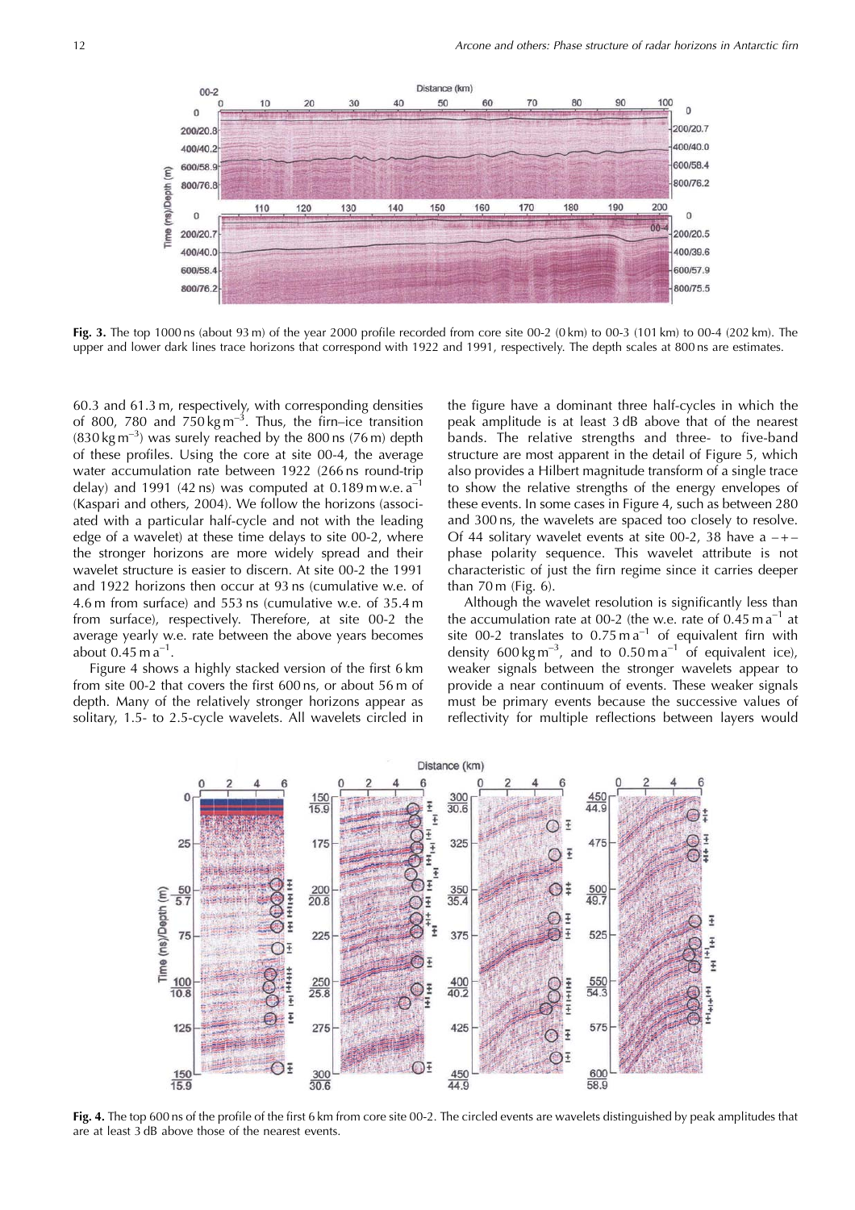Distance (km)

00-2

0 10 20 30 40 50 60 70 80 90 100

Time (ns)/Depth (m)

0, 200/20.8, 400/40.2, 600/58.9, 800/76.8

0, 200/20.7, 400/40.0, 600/58.4, 800/76.2

110 120 130 140 150 160 170 180 190 200

00-4

0, 200/20.7, 400/40.0, 600/58.4, 800/76.2

0, 200/20.5, 400/39.6, 600/57.9, 800/75.5

**Fig. 3.** The top 1000 ns (about 93 m) of the year 2000 profile recorded from core site 00-2 (0 km) to 00-3 (101 km) to 00-4 (202 km). The upper and lower dark lines trace horizons that correspond with 1922 and 1991, respectively. The depth scales at 800 ns are estimates.

60.3 and 61.3 m, respectively, with corresponding densities of 800, 780 and 750 kg m$^{-3}$. Thus, the firn–ice transition (830 kg m$^{-3}$) was surely reached by the 800 ns (76 m) depth of these profiles. Using the core at site 00-4, the average water accumulation rate between 1922 (266 ns round-trip delay) and 1991 (42 ns) was computed at 0.189 m w.e. a$^{-1}$ (Kaspari and others, 2004). We follow the horizons (associated with a particular half-cycle and not with the leading edge of a wavelet) at these time delays to site 00-2, where the stronger horizons are more widely spread and their wavelet structure is easier to discern. At site 00-2 the 1991 and 1922 horizons then occur at 93 ns (cumulative w.e. of 4.6 m from surface) and 553 ns (cumulative w.e. of 35.4 m from surface), respectively. Therefore, at site 00-2 the average yearly w.e. rate between the above years becomes about 0.45 m a$^{-1}$.

Figure 4 shows a highly stacked version of the first 6 km from site 00-2 that covers the first 600 ns, or about 56 m of depth. Many of the relatively stronger horizons appear as solitary, 1.5- to 2.5-cycle wavelets. All wavelets circled in the figure have a dominant three half-cycles in which the peak amplitude is at least 3 dB above that of the nearest bands. The relative strengths and three- to five-band structure are most apparent in the detail of Figure 5, which also provides a Hilbert magnitude transform of a single trace to show the relative strengths of the energy envelopes of these events. In some cases in Figure 4, such as between 280 and 300 ns, the wavelets are spaced too closely to resolve. Of 44 solitary wavelet events at site 00-2, 38 have a –+– phase polarity sequence. This wavelet attribute is not characteristic of just the firn regime since it carries deeper than 70 m (Fig. 6).

Although the wavelet resolution is significantly less than the accumulation rate at 00-2 (the w.e. rate of 0.45 m a$^{-1}$ at site 00-2 translates to 0.75 m a$^{-1}$ of equivalent firn with density 600 kg m$^{-3}$, and to 0.50 m a$^{-1}$ of equivalent ice), weaker signals between the stronger wavelets appear to provide a near continuum of events. These weaker signals must be primary events because the successive values of reflectivity for multiple reflections between layers would

Distance (km)

0 2 4 6

Time (ns)/Depth (m)

0, 25, 50/5.7, 75, 100/10.8, 125, 150/15.9

150/15.9, 175, 200/20.8, 225, 250/25.8, 275, 300/30.6

300/30.6, 325, 350/35.4, 375, 400/40.2, 425, 450/44.9

450/44.9, 475, 500/49.7, 525, 550/54.3, 575, 600/58.9

**Fig. 4.** The top 600 ns of the profile of the first 6 km from core site 00-2. The circled events are wavelets distinguished by peak amplitudes that are at least 3 dB above those of the nearest events.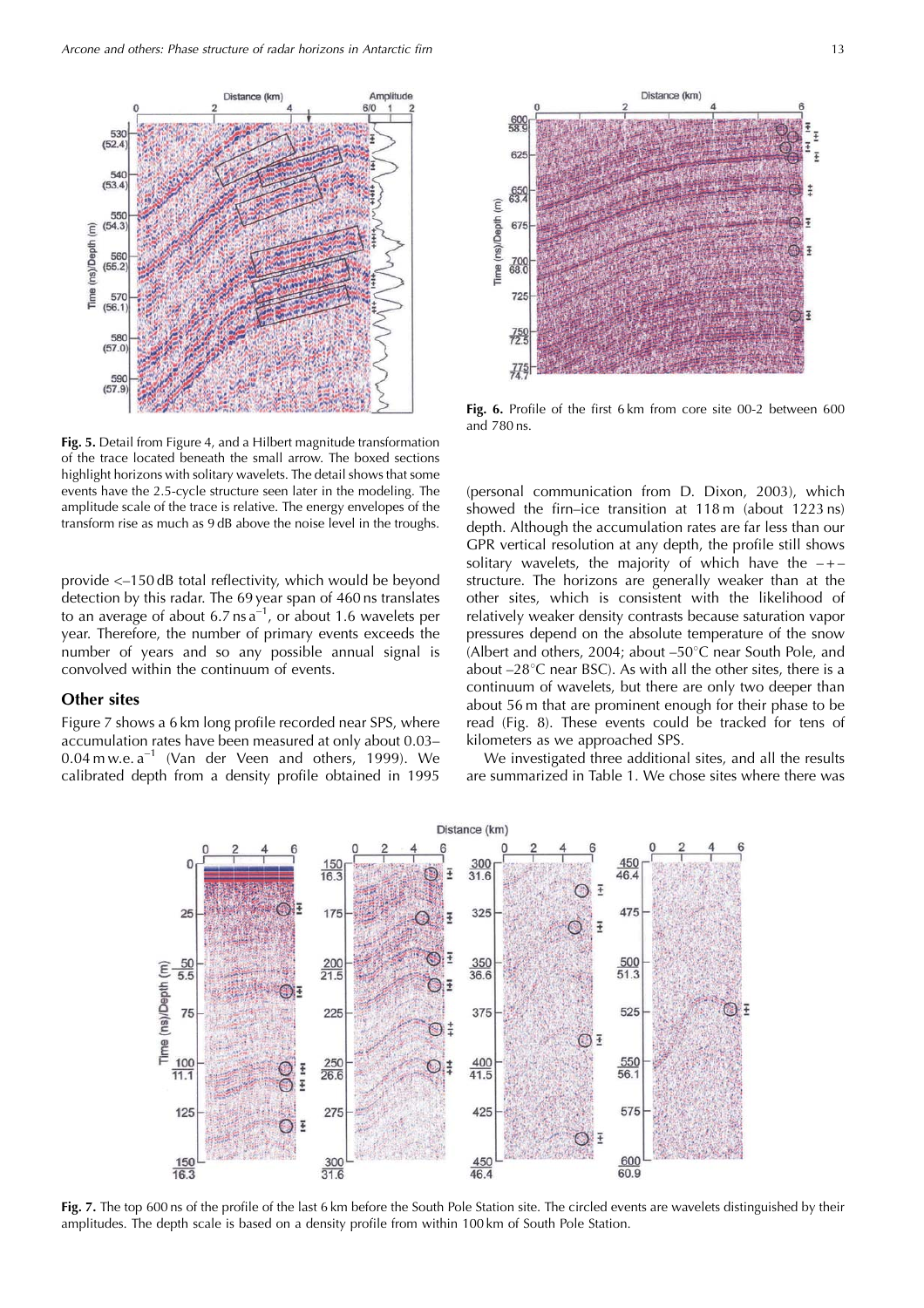Fig. 5. Detail from Figure 4, and a Hilbert magnitude transformation of the trace located beneath the small arrow. The boxed sections highlight horizons with solitary wavelets. The detail shows that some events have the 2.5-cycle structure seen later in the modeling. The amplitude scale of the trace is relative. The energy envelopes of the transform rise as much as 9 dB above the noise level in the troughs.

Fig. 6. Profile of the first 6 km from core site 00-2 between 600 and 780 ns.

provide <–150 dB total reflectivity, which would be beyond detection by this radar. The 69 year span of 460 ns translates to an average of about 6.7 ns a$^{-1}$, or about 1.6 wavelets per year. Therefore, the number of primary events exceeds the number of years and so any possible annual signal is convolved within the continuum of events.

## Other sites

Figure 7 shows a 6 km long profile recorded near SPS, where accumulation rates have been measured at only about 0.03–0.04 m w.e. a$^{-1}$ (Van der Veen and others, 1999). We calibrated depth from a density profile obtained in 1995 (personal communication from D. Dixon, 2003), which showed the firn–ice transition at 118 m (about 1223 ns) depth. Although the accumulation rates are far less than our GPR vertical resolution at any depth, the profile still shows solitary wavelets, the majority of which have the –+– structure. The horizons are generally weaker than at the other sites, which is consistent with the likelihood of relatively weaker density contrasts because saturation vapor pressures depend on the absolute temperature of the snow (Albert and others, 2004; about –50°C near South Pole, and about –28°C near BSC). As with all the other sites, there is a continuum of wavelets, but there are only two deeper than about 56 m that are prominent enough for their phase to be read (Fig. 8). These events could be tracked for tens of kilometers as we approached SPS.

We investigated three additional sites, and all the results are summarized in Table 1. We chose sites where there was

Fig. 7. The top 600 ns of the profile of the last 6 km before the South Pole Station site. The circled events are wavelets distinguished by their amplitudes. The depth scale is based on a density profile from within 100 km of South Pole Station.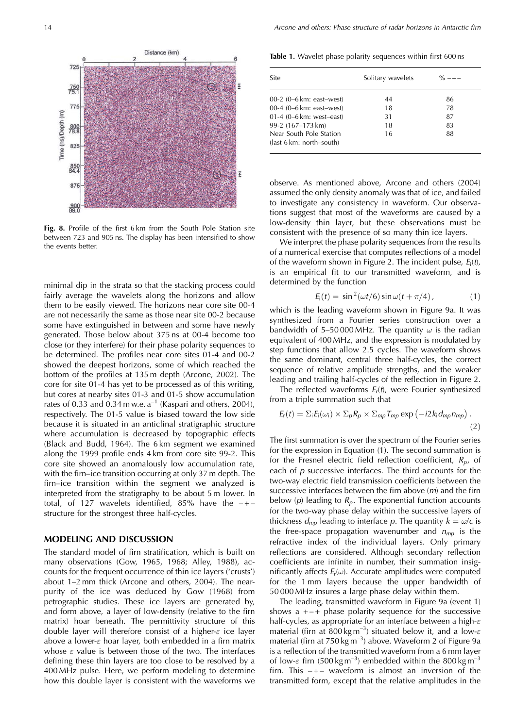Distance (km)

0 2 4 6

725

750
75.1

775

800
78.8

825

850
84.4

875

900
89.0

Time (ns)/Depth (m)

Fig. 8. Profile of the first 6 km from the South Pole Station site between 723 and 905 ns. The display has been intensified to show the events better.

minimal dip in the strata so that the stacking process could fairly average the wavelets along the horizons and allow them to be easily viewed. The horizons near core site 00-4 are not necessarily the same as those near site 00-2 because some have extinguished in between and some have newly generated. Those below about 375 ns at 00-4 become too close (or they interfere) for their phase polarity sequences to be determined. The profiles near core sites 01-4 and 00-2 showed the deepest horizons, some of which reached the bottom of the profiles at 135 m depth (Arcone, 2002). The core for site 01-4 has yet to be processed as of this writing, but cores at nearby sites 01-3 and 01-5 show accumulation rates of 0.33 and 0.34 m w.e. $a^{-1}$ (Kaspari and others, 2004), respectively. The 01-5 value is biased toward the low side because it is situated in an anticlinal stratigraphic structure where accumulation is decreased by topographic effects (Black and Budd, 1964). The 6 km segment we examined along the 1999 profile ends 4 km from core site 99-2. This core site showed an anomalously low accumulation rate, with the firn–ice transition occurring at only 37 m depth. The firn–ice transition within the segment we analyzed is interpreted from the stratigraphy to be about 5 m lower. In total, of 127 wavelets identified, 85% have the –+– structure for the strongest three half-cycles.

## MODELING AND DISCUSSION

The standard model of firn stratification, which is built on many observations (Gow, 1965, 1968; Alley, 1988), accounts for the frequent occurrence of thin ice layers ('crusts') about 1–2 mm thick (Arcone and others, 2004). The near-purity of the ice was deduced by Gow (1968) from petrographic studies. These ice layers are generated by, and form above, a layer of low-density (relative to the firn matrix) hoar beneath. The permittivity structure of this double layer will therefore consist of a higher-$\varepsilon$ ice layer above a lower-$\varepsilon$ hoar layer, both embedded in a firn matrix whose $\varepsilon$ value is between those of the two. The interfaces defining these thin layers are too close to be resolved by a 400 MHz pulse. Here, we perform modeling to determine how this double layer is consistent with the waveforms we

**Table 1.** Wavelet phase polarity sequences within first 600 ns

| Site | Solitary wavelets | % –+– |
|---|---|---|
| 00-2 (0–6 km: east–west) | 44 | 86 |
| 00-4 (0–6 km: east–west) | 18 | 78 |
| 01-4 (0–6 km: west–east) | 31 | 87 |
| 99-2 (167–173 km) | 18 | 83 |
| Near South Pole Station (last 6 km: north–south) | 16 | 88 |

observe. As mentioned above, Arcone and others (2004) assumed the only density anomaly was that of ice, and failed to investigate any consistency in waveform. Our observations suggest that most of the waveforms are caused by a low-density thin layer, but these observations must be consistent with the presence of so many thin ice layers.

We interpret the phase polarity sequences from the results of a numerical exercise that computes reflections of a model of the waveform shown in Figure 2. The incident pulse, $E_i(t)$, is an empirical fit to our transmitted waveform, and is determined by the function

$$E_i(t) = \sin^2(\omega t/6)\sin\omega(t + \pi/4), \tag{1}$$

which is the leading waveform shown in Figure 9a. It was synthesized from a Fourier series construction over a bandwidth of 5–50 000 MHz. The quantity $\omega$ is the radian equivalent of 400 MHz, and the expression is modulated by step functions that allow 2.5 cycles. The waveform shows the same dominant, central three half-cycles, the correct sequence of relative amplitude strengths, and the weaker leading and trailing half-cycles of the reflection in Figure 2.

The reflected waveforms $E_r(t)$, were Fourier synthesized from a triple summation such that

$$E_r(t) = \Sigma_i E_i(\omega_i) \times \Sigma_p R_p \times \Sigma_{mp} T_{mp} \exp\left(-i2k_i d_{mp} n_{mp}\right). \tag{2}$$

The first summation is over the spectrum of the Fourier series for the expression in Equation (1). The second summation is for the Fresnel electric field reflection coefficient, $R_p$, of each of $p$ successive interfaces. The third accounts for the two-way electric field transmission coefficients between the successive interfaces between the firn above ($m$) and the firn below ($p$) leading to $R_p$. The exponential function accounts for the two-way phase delay within the successive layers of thickness $d_{mp}$ leading to interface $p$. The quantity $k = \omega/c$ is the free-space propagation wavenumber and $n_{mp}$ is the refractive index of the individual layers. Only primary reflections are considered. Although secondary reflection coefficients are infinite in number, their summation insignificantly affects $E_r(\omega)$. Accurate amplitudes were computed for the 1 mm layers because the upper bandwidth of 50 000 MHz insures a large phase delay within them.

The leading, transmitted waveform in Figure 9a (event 1) shows a +–+ phase polarity sequence for the successive half-cycles, as appropriate for an interface between a high-$\varepsilon$ material (firn at 800 kg m$^{-3}$) situated below it, and a low-$\varepsilon$ material (firn at 750 kg m$^{-3}$) above. Waveform 2 of Figure 9a is a reflection of the transmitted waveform from a 6 mm layer of low-$\varepsilon$ firn (500 kg m$^{-3}$) embedded within the 800 kg m$^{-3}$ firn. This –+– waveform is almost an inversion of the transmitted form, except that the relative amplitudes in the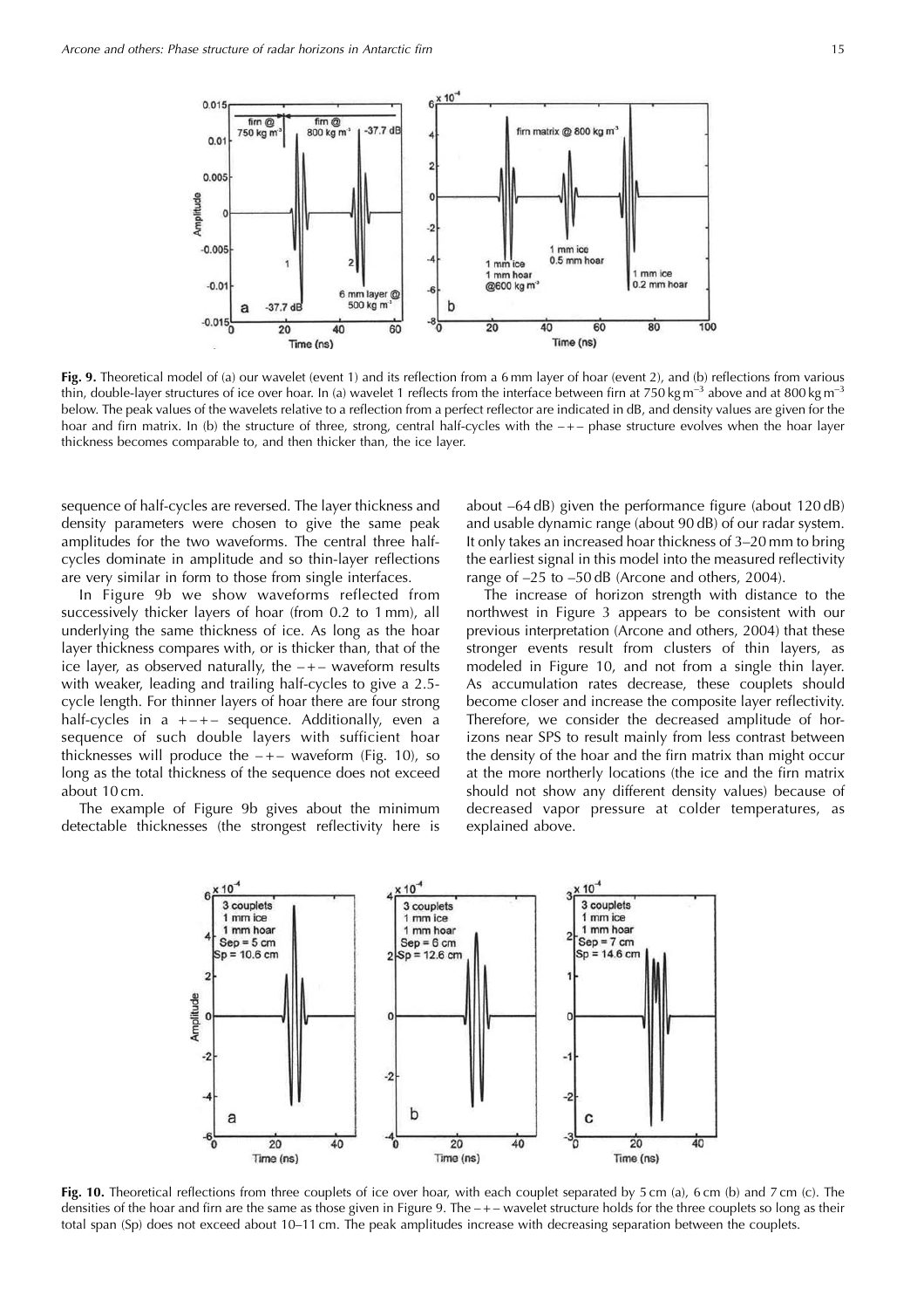0.015
firn @ 750 kg m$^{-3}$
firn @ 800 kg m$^{-3}$
-37.7 dB
0.01
0.005
Amplitude
0
-0.005
1
2
-0.01
6 mm layer @ 500 kg m$^{-3}$
a
-37.7 dB
-0.015
0
20
40
60
Time (ns)

6 x 10$^{-4}$
firn matrix @ 800 kg m$^{-3}$
4
2
0
-2
1 mm ice
0.5 mm hoar
-4
1 mm ice
1 mm hoar
@600 kg m$^{-3}$
1 mm ice
0.2 mm hoar
-6
b
-8
0
20
40
60
80
100
Time (ns)

**Fig. 9.** Theoretical model of (a) our wavelet (event 1) and its reflection from a 6 mm layer of hoar (event 2), and (b) reflections from various thin, double-layer structures of ice over hoar. In (a) wavelet 1 reflects from the interface between firn at 750 kg m$^{-3}$ above and at 800 kg m$^{-3}$ below. The peak values of the wavelets relative to a reflection from a perfect reflector are indicated in dB, and density values are given for the hoar and firn matrix. In (b) the structure of three, strong, central half-cycles with the –+– phase structure evolves when the hoar layer thickness becomes comparable to, and then thicker than, the ice layer.

sequence of half-cycles are reversed. The layer thickness and density parameters were chosen to give the same peak amplitudes for the two waveforms. The central three half-cycles dominate in amplitude and so thin-layer reflections are very similar in form to those from single interfaces.

In Figure 9b we show waveforms reflected from successively thicker layers of hoar (from 0.2 to 1 mm), all underlying the same thickness of ice. As long as the hoar layer thickness compares with, or is thicker than, that of the ice layer, as observed naturally, the –+– waveform results with weaker, leading and trailing half-cycles to give a 2.5-cycle length. For thinner layers of hoar there are four strong half-cycles in a +–+– sequence. Additionally, even a sequence of such double layers with sufficient hoar thicknesses will produce the –+– waveform (Fig. 10), so long as the total thickness of the sequence does not exceed about 10 cm.

The example of Figure 9b gives about the minimum detectable thicknesses (the strongest reflectivity here is about –64 dB) given the performance figure (about 120 dB) and usable dynamic range (about 90 dB) of our radar system. It only takes an increased hoar thickness of 3–20 mm to bring the earliest signal in this model into the measured reflectivity range of –25 to –50 dB (Arcone and others, 2004).

The increase of horizon strength with distance to the northwest in Figure 3 appears to be consistent with our previous interpretation (Arcone and others, 2004) that these stronger events result from clusters of thin layers, as modeled in Figure 10, and not from a single thin layer. As accumulation rates decrease, these couplets should become closer and increase the composite layer reflectivity. Therefore, we consider the decreased amplitude of horizons near SPS to result mainly from less contrast between the density of the hoar and the firn matrix than might occur at the more northerly locations (the ice and the firn matrix should not show any different density values) because of decreased vapor pressure at colder temperatures, as explained above.

6 x 10$^{-4}$
3 couplets
1 mm ice
1 mm hoar
Sep = 5 cm
Sp = 10.6 cm
4
2
Amplitude
0
-2
-4
a
-6
0
20
40
Time (ns)

4 x 10$^{-4}$
3 couplets
1 mm ice
1 mm hoar
Sep = 6 cm
2 Sp = 12.6 cm
0
-2
b
-4
0
20
40
Time (ns)

3 x 10$^{-4}$
3 couplets
1 mm ice
1 mm hoar
2 Sep = 7 cm
Sp = 14.6 cm
1
0
-1
-2
c
-3
0
20
40
Time (ns)

**Fig. 10.** Theoretical reflections from three couplets of ice over hoar, with each couplet separated by 5 cm (a), 6 cm (b) and 7 cm (c). The densities of the hoar and firn are the same as those given in Figure 9. The –+– wavelet structure holds for the three couplets so long as their total span (Sp) does not exceed about 10–11 cm. The peak amplitudes increase with decreasing separation between the couplets.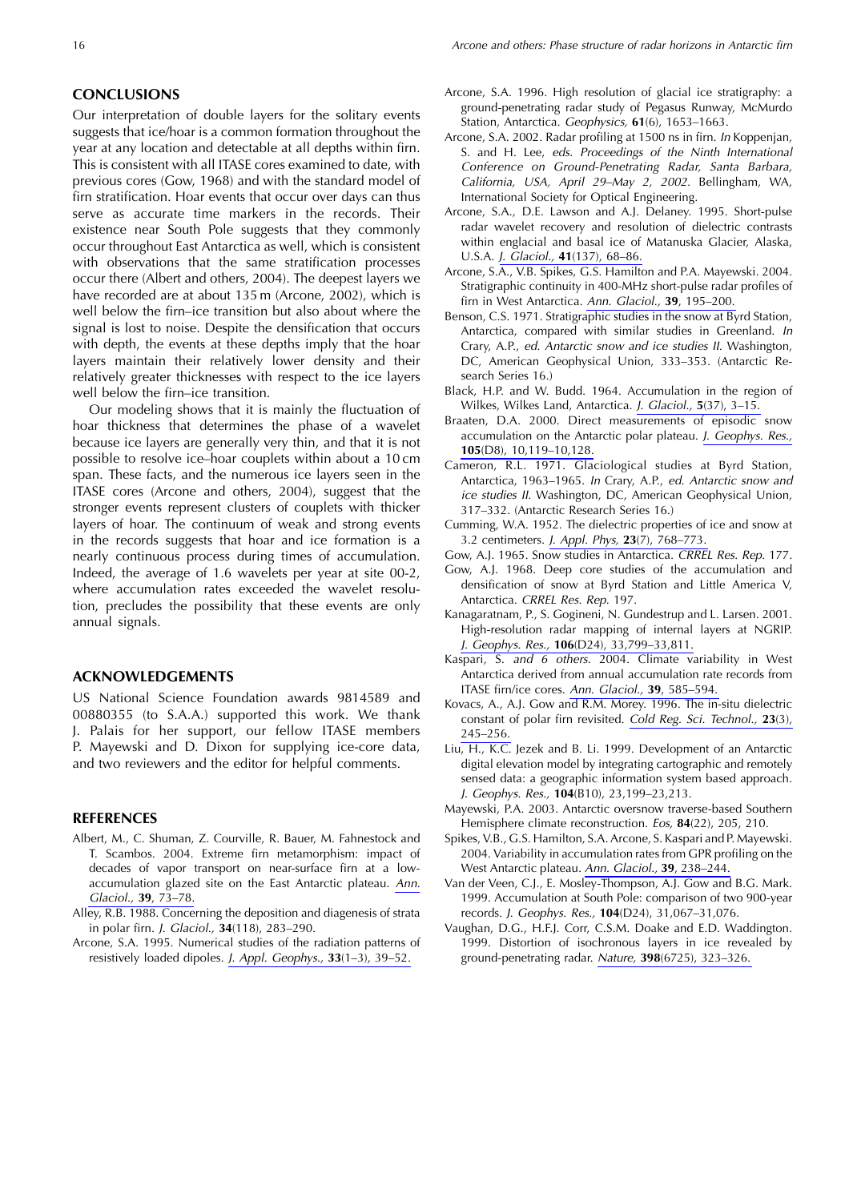## CONCLUSIONS

Our interpretation of double layers for the solitary events suggests that ice/hoar is a common formation throughout the year at any location and detectable at all depths within firn. This is consistent with all ITASE cores examined to date, with previous cores (Gow, 1968) and with the standard model of firn stratification. Hoar events that occur over days can thus serve as accurate time markers in the records. Their existence near South Pole suggests that they commonly occur throughout East Antarctica as well, which is consistent with observations that the same stratification processes occur there (Albert and others, 2004). The deepest layers we have recorded are at about 135 m (Arcone, 2002), which is well below the firn–ice transition but also about where the signal is lost to noise. Despite the densification that occurs with depth, the events at these depths imply that the hoar layers maintain their relatively lower density and their relatively greater thicknesses with respect to the ice layers well below the firn–ice transition.

Our modeling shows that it is mainly the fluctuation of hoar thickness that determines the phase of a wavelet because ice layers are generally very thin, and that it is not possible to resolve ice–hoar couplets within about a 10 cm span. These facts, and the numerous ice layers seen in the ITASE cores (Arcone and others, 2004), suggest that the stronger events represent clusters of couplets with thicker layers of hoar. The continuum of weak and strong events in the records suggests that hoar and ice formation is a nearly continuous process during times of accumulation. Indeed, the average of 1.6 wavelets per year at site 00-2, where accumulation rates exceeded the wavelet resolution, precludes the possibility that these events are only annual signals.

## ACKNOWLEDGEMENTS

US National Science Foundation awards 9814589 and 00880355 (to S.A.A.) supported this work. We thank J. Palais for her support, our fellow ITASE members P. Mayewski and D. Dixon for supplying ice-core data, and two reviewers and the editor for helpful comments.

## REFERENCES

Albert, M., C. Shuman, Z. Courville, R. Bauer, M. Fahnestock and T. Scambos. 2004. Extreme firn metamorphism: impact of decades of vapor transport on near-surface firn at a low-accumulation glazed site on the East Antarctic plateau. *Ann. Glaciol.,* **39**, 73–78.

Alley, R.B. 1988. Concerning the deposition and diagenesis of strata in polar firn. *J. Glaciol.,* **34**(118), 283–290.

Arcone, S.A. 1995. Numerical studies of the radiation patterns of resistively loaded dipoles. *J. Appl. Geophys.,* **33**(1–3), 39–52.

Arcone, S.A. 1996. High resolution of glacial ice stratigraphy: a ground-penetrating radar study of Pegasus Runway, McMurdo Station, Antarctica. *Geophysics,* **61**(6), 1653–1663.

Arcone, S.A. 2002. Radar profiling at 1500 ns in firn. *In* Koppenjan, S. and H. Lee, *eds. Proceedings of the Ninth International Conference on Ground-Penetrating Radar, Santa Barbara, California, USA, April 29–May 2, 2002*. Bellingham, WA, International Society for Optical Engineering.

Arcone, S.A., D.E. Lawson and A.J. Delaney. 1995. Short-pulse radar wavelet recovery and resolution of dielectric contrasts within englacial and basal ice of Matanuska Glacier, Alaska, U.S.A. *J. Glaciol.,* **41**(137), 68–86.

Arcone, S.A., V.B. Spikes, G.S. Hamilton and P.A. Mayewski. 2004. Stratigraphic continuity in 400-MHz short-pulse radar profiles of firn in West Antarctica. *Ann. Glaciol.,* **39**, 195–200.

Benson, C.S. 1971. Stratigraphic studies in the snow at Byrd Station, Antarctica, compared with similar studies in Greenland. *In* Crary, A.P., *ed. Antarctic snow and ice studies II*. Washington, DC, American Geophysical Union, 333–353. (Antarctic Research Series 16.)

Black, H.P. and W. Budd. 1964. Accumulation in the region of Wilkes, Wilkes Land, Antarctica. *J. Glaciol.,* **5**(37), 3–15.

Braaten, D.A. 2000. Direct measurements of episodic snow accumulation on the Antarctic polar plateau. *J. Geophys. Res.,* **105**(D8), 10,119–10,128.

Cameron, R.L. 1971. Glaciological studies at Byrd Station, Antarctica, 1963–1965. *In* Crary, A.P., *ed. Antarctic snow and ice studies II*. Washington, DC, American Geophysical Union, 317–332. (Antarctic Research Series 16.)

Cumming, W.A. 1952. The dielectric properties of ice and snow at 3.2 centimeters. *J. Appl. Phys,* **23**(7), 768–773.

Gow, A.J. 1965. Snow studies in Antarctica. *CRREL Res. Rep.* 177.

Gow, A.J. 1968. Deep core studies of the accumulation and densification of snow at Byrd Station and Little America V, Antarctica. *CRREL Res. Rep.* 197.

Kanagaratnam, P., S. Gogineni, N. Gundestrup and L. Larsen. 2001. High-resolution radar mapping of internal layers at NGRIP. *J. Geophys. Res.,* **106**(D24), 33,799–33,811.

Kaspari, S. *and 6 others*. 2004. Climate variability in West Antarctica derived from annual accumulation rate records from ITASE firn/ice cores. *Ann. Glaciol.,* **39**, 585–594.

Kovacs, A., A.J. Gow and R.M. Morey. 1996. The in-situ dielectric constant of polar firn revisited. *Cold Reg. Sci. Technol.,* **23**(3), 245–256.

Liu, H., K.C. Jezek and B. Li. 1999. Development of an Antarctic digital elevation model by integrating cartographic and remotely sensed data: a geographic information system based approach. *J. Geophys. Res.,* **104**(B10), 23,199–23,213.

Mayewski, P.A. 2003. Antarctic oversnow traverse-based Southern Hemisphere climate reconstruction. *Eos,* **84**(22), 205, 210.

Spikes, V.B., G.S. Hamilton, S.A. Arcone, S. Kaspari and P. Mayewski. 2004. Variability in accumulation rates from GPR profiling on the West Antarctic plateau. *Ann. Glaciol.,* **39**, 238–244.

Van der Veen, C.J., E. Mosley-Thompson, A.J. Gow and B.G. Mark. 1999. Accumulation at South Pole: comparison of two 900-year records. *J. Geophys. Res.,* **104**(D24), 31,067–31,076.

Vaughan, D.G., H.F.J. Corr, C.S.M. Doake and E.D. Waddington. 1999. Distortion of isochronous layers in ice revealed by ground-penetrating radar. *Nature,* **398**(6725), 323–326.